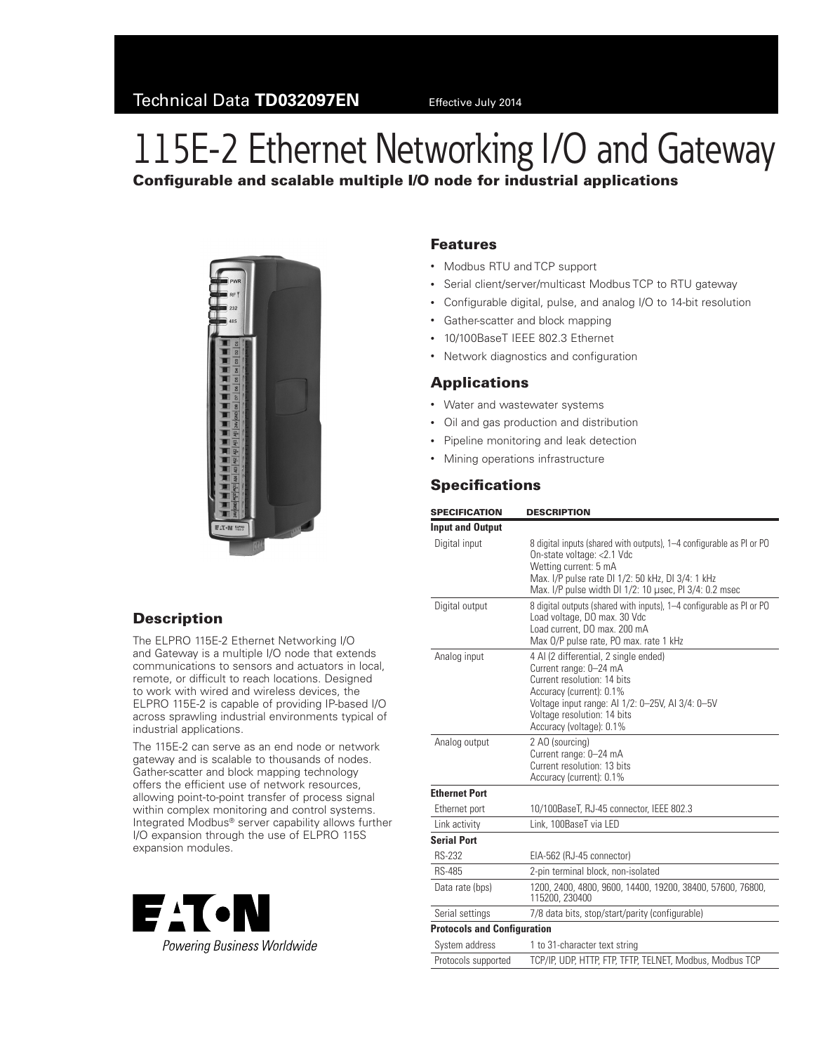Technical Data **TD032097EN** Effective July 2014

# 115E-2 Ethernet Networking I/O and Gateway

**Configurable and scalable multiple I/O node for industrial applications**

## Description

The ELPRO 115E-2 Ethernet Networking I/O and Gateway is a multiple I/O node that extends communications to sensors and actuators in local, remote, or difficult to reach locations. Designed to work with wired and wireless devices, the ELPRO 115E-2 is capable of providing IP-based I/O across sprawling industrial environments typical of industrial applications.

The 115E-2 can serve as an end node or network gateway and is scalable to thousands of nodes. Gather-scatter and block mapping technology offers the efficient use of network resources, allowing point-to-point transfer of process signal within complex monitoring and control systems. Integrated Modbus® server capability allows further I/O expansion through the use of ELPRO 115S expansion modules.

*Powering Business Worldwide*

## Features

- Modbus RTU and TCP support
- Serial client/server/multicast Modbus TCP to RTU gateway
- Configurable digital, pulse, and analog I/O to 14-bit resolution
- Gather-scatter and block mapping
- 10/100BaseT IEEE 802.3 Ethernet
- Network diagnostics and configuration

## Applications

- Water and wastewater systems
- Oil and gas production and distribution
- Pipeline monitoring and leak detection
- Mining operations infrastructure

## Specifications

| SPECIFICATION | DESCRIPTION |
|---|---|
| **Input and Output** | |
| Digital input | 8 digital inputs (shared with outputs), 1–4 configurable as PI or PO<br>On-state voltage: <2.1 Vdc<br>Wetting current: 5 mA<br>Max. I/P pulse rate DI 1/2: 50 kHz, DI 3/4: 1 kHz<br>Max. I/P pulse width DI 1/2: 10 µsec, PI 3/4: 0.2 msec |
| Digital output | 8 digital outputs (shared with inputs), 1–4 configurable as PI or PO<br>Load voltage, DO max. 30 Vdc<br>Load current, DO max. 200 mA<br>Max O/P pulse rate, PO max. rate 1 kHz |
| Analog input | 4 AI (2 differential, 2 single ended)<br>Current range: 0–24 mA<br>Current resolution: 14 bits<br>Accuracy (current): 0.1%<br>Voltage input range: AI 1/2: 0–25V, AI 3/4: 0–5V<br>Voltage resolution: 14 bits<br>Accuracy (voltage): 0.1% |
| Analog output | 2 AO (sourcing)<br>Current range: 0–24 mA<br>Current resolution: 13 bits<br>Accuracy (current): 0.1% |
| **Ethernet Port** | |
| Ethernet port | 10/100BaseT, RJ-45 connector, IEEE 802.3 |
| Link activity | Link, 100BaseT via LED |
| **Serial Port** | |
| RS-232 | EIA-562 (RJ-45 connector) |
| RS-485 | 2-pin terminal block, non-isolated |
| Data rate (bps) | 1200, 2400, 4800, 9600, 14400, 19200, 38400, 57600, 76800, 115200, 230400 |
| Serial settings | 7/8 data bits, stop/start/parity (configurable) |
| **Protocols and Configuration** | |
| System address | 1 to 31-character text string |
| Protocols supported | TCP/IP, UDP, HTTP, FTP, TFTP, TELNET, Modbus, Modbus TCP |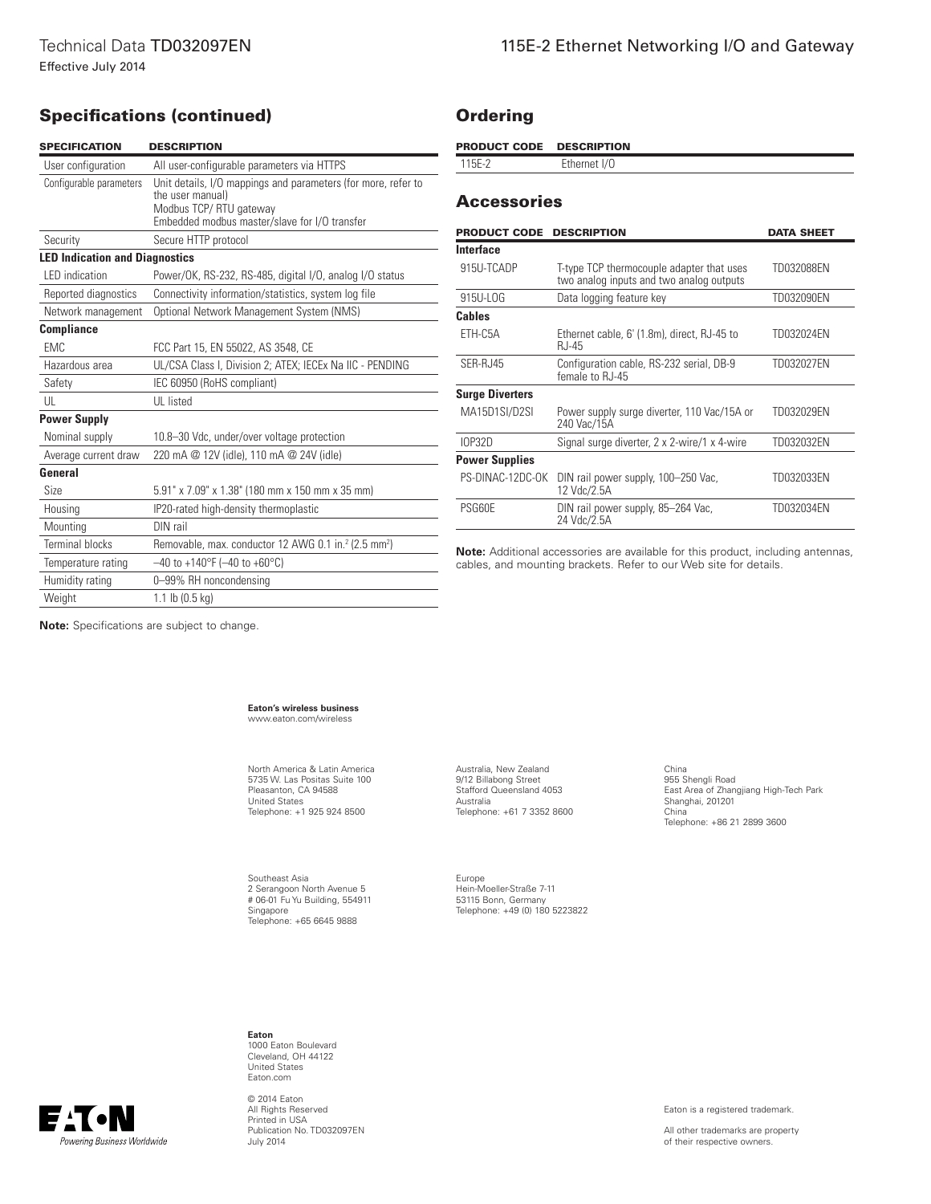## Specifications (continued)

| SPECIFICATION | DESCRIPTION |
|---|---|
| User configuration | All user-configurable parameters via HTTPS |
| Configurable parameters | Unit details, I/O mappings and parameters (for more, refer to the user manual)<br>Modbus TCP/ RTU gateway<br>Embedded modbus master/slave for I/O transfer |
| Security | Secure HTTP protocol |
| **LED Indication and Diagnostics** | |
| LED indication | Power/OK, RS-232, RS-485, digital I/O, analog I/O status |
| Reported diagnostics | Connectivity information/statistics, system log file |
| Network management | Optional Network Management System (NMS) |
| **Compliance** | |
| EMC | FCC Part 15, EN 55022, AS 3548, CE |
| Hazardous area | UL/CSA Class I, Division 2; ATEX; IECEx Na IIC - PENDING |
| Safety | IEC 60950 (RoHS compliant) |
| UL | UL listed |
| **Power Supply** | |
| Nominal supply | 10.8–30 Vdc, under/over voltage protection |
| Average current draw | 220 mA @ 12V (idle), 110 mA @ 24V (idle) |
| **General** | |
| Size | 5.91" x 7.09" x 1.38" (180 mm x 150 mm x 35 mm) |
| Housing | IP20-rated high-density thermoplastic |
| Mounting | DIN rail |
| Terminal blocks | Removable, max. conductor 12 AWG 0.1 in.$^2$ (2.5 mm$^2$) |
| Temperature rating | –40 to +140°F (–40 to +60°C) |
| Humidity rating | 0–99% RH noncondensing |
| Weight | 1.1 lb (0.5 kg) |

**Note:** Specifications are subject to change.

## Ordering

| PRODUCT CODE | DESCRIPTION |
|---|---|
| 115E-2 | Ethernet I/O |

## Accessories

| PRODUCT CODE | DESCRIPTION | DATA SHEET |
|---|---|---|
| **Interface** | | |
| 915U-TCADP | T-type TCP thermocouple adapter that uses two analog inputs and two analog outputs | TD032088EN |
| 915U-LOG | Data logging feature key | TD032090EN |
| **Cables** | | |
| ETH-C5A | Ethernet cable, 6' (1.8m), direct, RJ-45 to RJ-45 | TD032024EN |
| SER-RJ45 | Configuration cable, RS-232 serial, DB-9 female to RJ-45 | TD032027EN |
| **Surge Diverters** | | |
| MA15D1SI/D2SI | Power supply surge diverter, 110 Vac/15A or 240 Vac/15A | TD032029EN |
| IOP32D | Signal surge diverter, 2 x 2-wire/1 x 4-wire | TD032032EN |
| **Power Supplies** | | |
| PS-DINAC-12DC-OK | DIN rail power supply, 100–250 Vac, 12 Vdc/2.5A | TD032033EN |
| PSG60E | DIN rail power supply, 85–264 Vac, 24 Vdc/2.5A | TD032034EN |

**Note:** Additional accessories are available for this product, including antennas, cables, and mounting brackets. Refer to our Web site for details.

**Eaton's wireless business**
www.eaton.com/wireless

North America & Latin America
5735 W. Las Positas Suite 100
Pleasanton, CA 94588
United States
Telephone: +1 925 924 8500

Australia, New Zealand
9/12 Billabong Street
Stafford Queensland 4053
Australia
Telephone: +61 7 3352 8600

China
955 Shengli Road
East Area of Zhangjiang High-Tech Park
Shanghai, 201201
China
Telephone: +86 21 2899 3600

Southeast Asia
2 Serangoon North Avenue 5
# 06-01 Fu Yu Building, 554911
Singapore
Telephone: +65 6645 9888

Europe
Hein-Moeller-Straße 7-11
53115 Bonn, Germany
Telephone: +49 (0) 180 5223822

**Eaton**
1000 Eaton Boulevard
Cleveland, OH 44122
United States
Eaton.com

© 2014 Eaton
All Rights Reserved
Printed in USA
Publication No. TD032097EN
July 2014

Powering Business Worldwide

Eaton is a registered trademark.

All other trademarks are property of their respective owners.